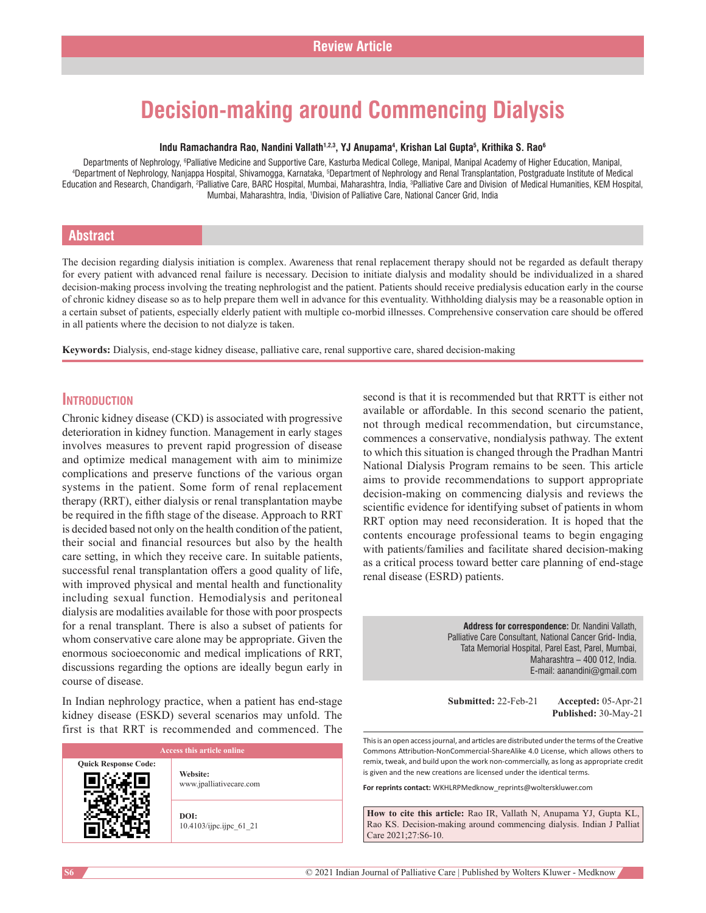Review Article

# Decision-making around Commencing Dialysis

**Indu Ramachandra Rao, Nandini Vallath[1,2,3], YJ Anupama[4], Krishan Lal Gupta[5], Krithika S. Rao[6]**

Departments of Nephrology, [6]Palliative Medicine and Supportive Care, Kasturba Medical College, Manipal, Manipal Academy of Higher Education, Manipal, [4]Department of Nephrology, Nanjappa Hospital, Shivamogga, Karnataka, [5]Department of Nephrology and Renal Transplantation, Postgraduate Institute of Medical Education and Research, Chandigarh, [2]Palliative Care, BARC Hospital, Mumbai, Maharashtra, India, [3]Palliative Care and Division of Medical Humanities, KEM Hospital, Mumbai, Maharashtra, India, [1]Division of Palliative Care, National Cancer Grid, India

## Abstract

The decision regarding dialysis initiation is complex. Awareness that renal replacement therapy should not be regarded as default therapy for every patient with advanced renal failure is necessary. Decision to initiate dialysis and modality should be individualized in a shared decision-making process involving the treating nephrologist and the patient. Patients should receive predialysis education early in the course of chronic kidney disease so as to help prepare them well in advance for this eventuality. Withholding dialysis may be a reasonable option in a certain subset of patients, especially elderly patient with multiple co-morbid illnesses. Comprehensive conservation care should be offered in all patients where the decision to not dialyze is taken.

**Keywords:** Dialysis, end-stage kidney disease, palliative care, renal supportive care, shared decision-making

## Introduction

Chronic kidney disease (CKD) is associated with progressive deterioration in kidney function. Management in early stages involves measures to prevent rapid progression of disease and optimize medical management with aim to minimize complications and preserve functions of the various organ systems in the patient. Some form of renal replacement therapy (RRT), either dialysis or renal transplantation maybe be required in the fifth stage of the disease. Approach to RRT is decided based not only on the health condition of the patient, their social and financial resources but also by the health care setting, in which they receive care. In suitable patients, successful renal transplantation offers a good quality of life, with improved physical and mental health and functionality including sexual function. Hemodialysis and peritoneal dialysis are modalities available for those with poor prospects for a renal transplant. There is also a subset of patients for whom conservative care alone may be appropriate. Given the enormous socioeconomic and medical implications of RRT, discussions regarding the options are ideally begun early in course of disease.

In Indian nephrology practice, when a patient has end-stage kidney disease (ESKD) several scenarios may unfold. The first is that RRT is recommended and commenced. The second is that it is recommended but that RRTT is either not available or affordable. In this second scenario the patient, not through medical recommendation, but circumstance, commences a conservative, nondialysis pathway. The extent to which this situation is changed through the Pradhan Mantri National Dialysis Program remains to be seen. This article aims to provide recommendations to support appropriate decision-making on commencing dialysis and reviews the scientific evidence for identifying subset of patients in whom RRT option may need reconsideration. It is hoped that the contents encourage professional teams to begin engaging with patients/families and facilitate shared decision-making as a critical process toward better care planning of end-stage renal disease (ESRD) patients.

**Address for correspondence:** Dr. Nandini Vallath, Palliative Care Consultant, National Cancer Grid- India, Tata Memorial Hospital, Parel East, Parel, Mumbai, Maharashtra – 400 012, India. E-mail: aanandini@gmail.com

**Submitted:** 22-Feb-21 **Accepted:** 05-Apr-21 **Published:** 30-May-21

| Access this article online | |
|---|---|
| Quick Response Code: | **Website:** www.jpalliativecare.com |
| | **DOI:** 10.4103/ijpc.ijpc_61_21 |

This is an open access journal, and articles are distributed under the terms of the Creative Commons Attribution-NonCommercial-ShareAlike 4.0 License, which allows others to remix, tweak, and build upon the work non-commercially, as long as appropriate credit is given and the new creations are licensed under the identical terms.

**For reprints contact:** WKHLRPMedknow_reprints@wolterskluwer.com

**How to cite this article:** Rao IR, Vallath N, Anupama YJ, Gupta KL, Rao KS. Decision-making around commencing dialysis. Indian J Palliat Care 2021;27:S6-10.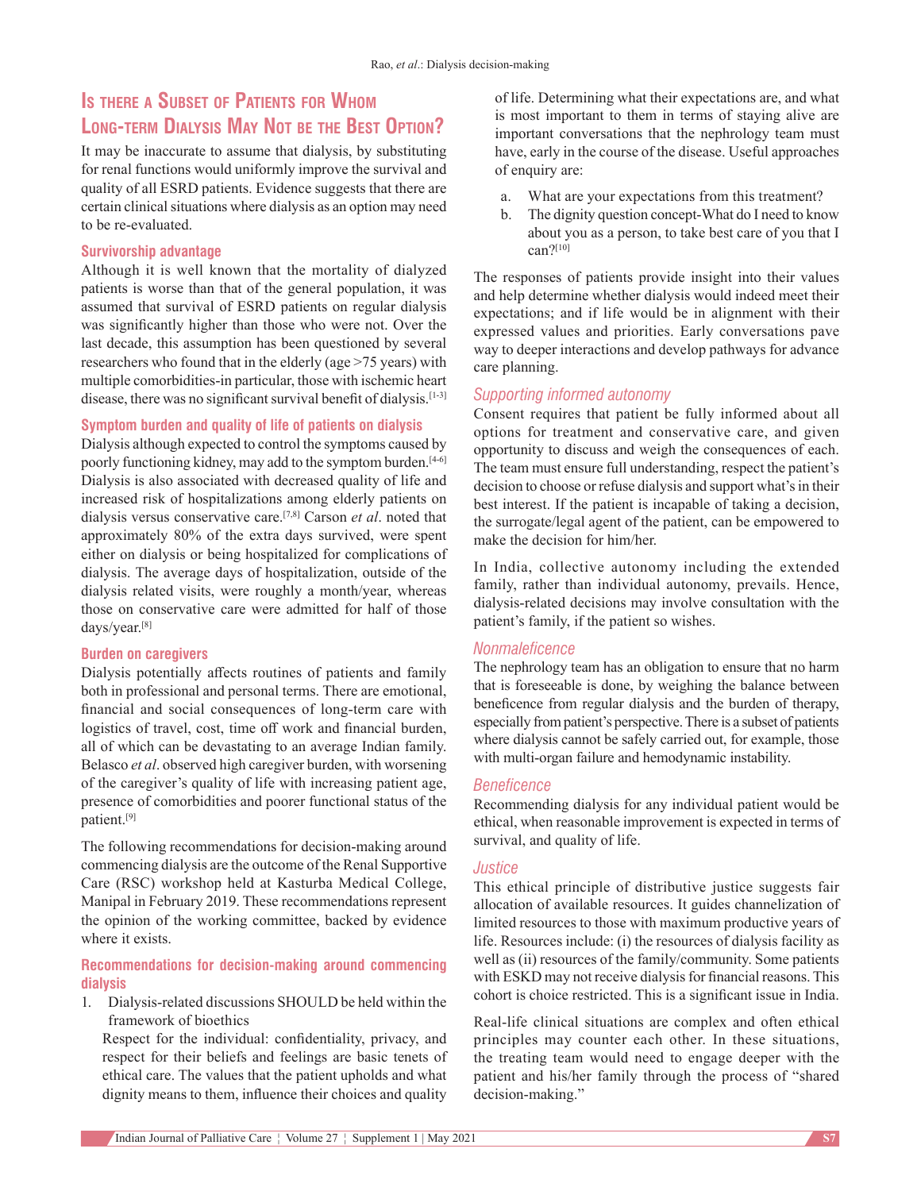## Is there a Subset of Patients for Whom Long-term Dialysis May Not be the Best Option?

It may be inaccurate to assume that dialysis, by substituting for renal functions would uniformly improve the survival and quality of all ESRD patients. Evidence suggests that there are certain clinical situations where dialysis as an option may need to be re-evaluated.

### Survivorship advantage

Although it is well known that the mortality of dialyzed patients is worse than that of the general population, it was assumed that survival of ESRD patients on regular dialysis was significantly higher than those who were not. Over the last decade, this assumption has been questioned by several researchers who found that in the elderly (age >75 years) with multiple comorbidities-in particular, those with ischemic heart disease, there was no significant survival benefit of dialysis.[1-3]

### Symptom burden and quality of life of patients on dialysis

Dialysis although expected to control the symptoms caused by poorly functioning kidney, may add to the symptom burden.[4-6] Dialysis is also associated with decreased quality of life and increased risk of hospitalizations among elderly patients on dialysis versus conservative care.[7,8] Carson *et al*. noted that approximately 80% of the extra days survived, were spent either on dialysis or being hospitalized for complications of dialysis. The average days of hospitalization, outside of the dialysis related visits, were roughly a month/year, whereas those on conservative care were admitted for half of those days/year.[8]

### Burden on caregivers

Dialysis potentially affects routines of patients and family both in professional and personal terms. There are emotional, financial and social consequences of long-term care with logistics of travel, cost, time off work and financial burden, all of which can be devastating to an average Indian family. Belasco *et al*. observed high caregiver burden, with worsening of the caregiver's quality of life with increasing patient age, presence of comorbidities and poorer functional status of the patient.[9]

The following recommendations for decision-making around commencing dialysis are the outcome of the Renal Supportive Care (RSC) workshop held at Kasturba Medical College, Manipal in February 2019. These recommendations represent the opinion of the working committee, backed by evidence where it exists.

### Recommendations for decision-making around commencing dialysis

1. Dialysis-related discussions SHOULD be held within the framework of bioethics

Respect for the individual: confidentiality, privacy, and respect for their beliefs and feelings are basic tenets of ethical care. The values that the patient upholds and what dignity means to them, influence their choices and quality of life. Determining what their expectations are, and what is most important to them in terms of staying alive are important conversations that the nephrology team must have, early in the course of the disease. Useful approaches of enquiry are:

a. What are your expectations from this treatment?
b. The dignity question concept-What do I need to know about you as a person, to take best care of you that I can?[10]

The responses of patients provide insight into their values and help determine whether dialysis would indeed meet their expectations; and if life would be in alignment with their expressed values and priorities. Early conversations pave way to deeper interactions and develop pathways for advance care planning.

#### *Supporting informed autonomy*

Consent requires that patient be fully informed about all options for treatment and conservative care, and given opportunity to discuss and weigh the consequences of each. The team must ensure full understanding, respect the patient's decision to choose or refuse dialysis and support what's in their best interest. If the patient is incapable of taking a decision, the surrogate/legal agent of the patient, can be empowered to make the decision for him/her.

In India, collective autonomy including the extended family, rather than individual autonomy, prevails. Hence, dialysis-related decisions may involve consultation with the patient's family, if the patient so wishes.

#### *Nonmaleficence*

The nephrology team has an obligation to ensure that no harm that is foreseeable is done, by weighing the balance between beneficence from regular dialysis and the burden of therapy, especially from patient's perspective. There is a subset of patients where dialysis cannot be safely carried out, for example, those with multi-organ failure and hemodynamic instability.

#### *Beneficence*

Recommending dialysis for any individual patient would be ethical, when reasonable improvement is expected in terms of survival, and quality of life.

#### *Justice*

This ethical principle of distributive justice suggests fair allocation of available resources. It guides channelization of limited resources to those with maximum productive years of life. Resources include: (i) the resources of dialysis facility as well as (ii) resources of the family/community. Some patients with ESKD may not receive dialysis for financial reasons. This cohort is choice restricted. This is a significant issue in India.

Real-life clinical situations are complex and often ethical principles may counter each other. In these situations, the treating team would need to engage deeper with the patient and his/her family through the process of "shared decision-making."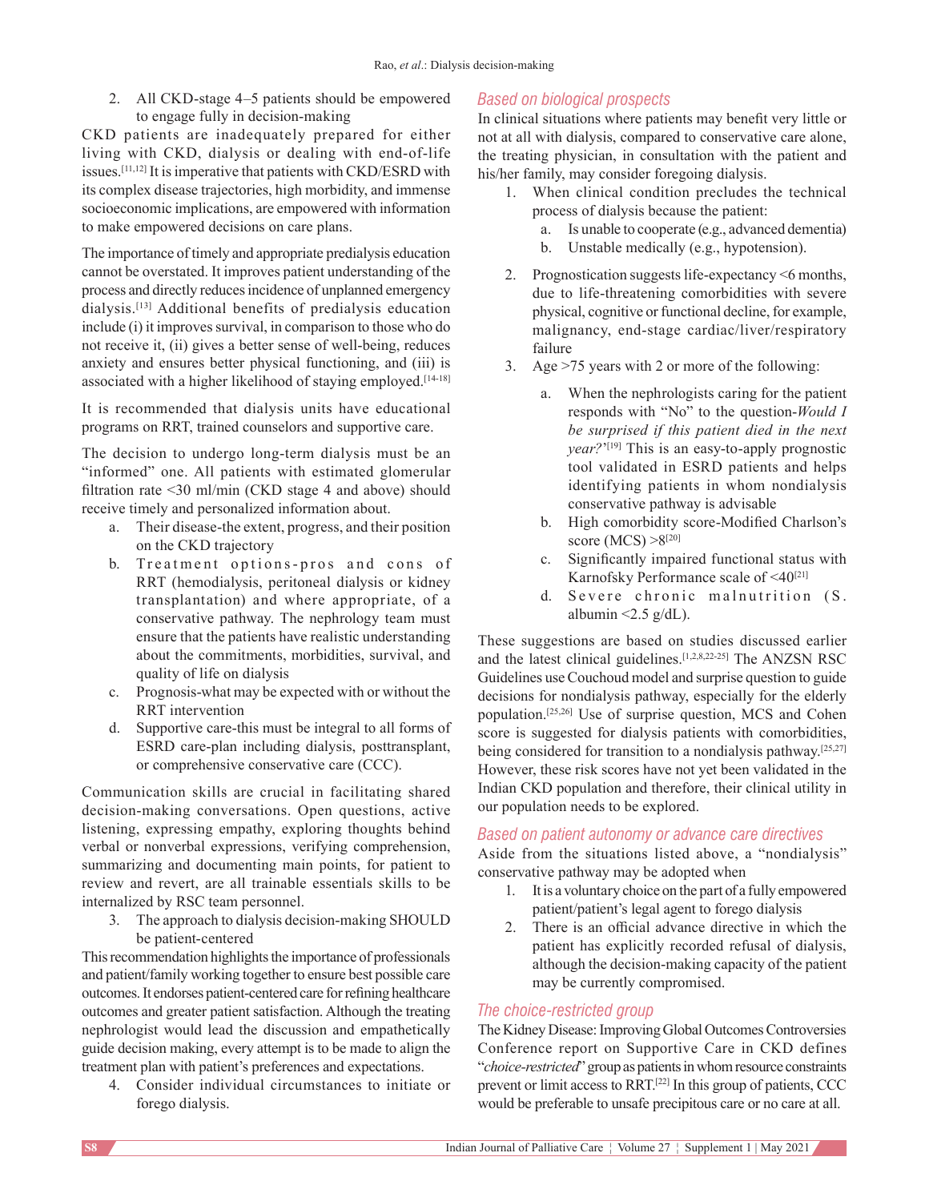2. All CKD-stage 4–5 patients should be empowered to engage fully in decision-making

CKD patients are inadequately prepared for either living with CKD, dialysis or dealing with end-of-life issues.[11,12] It is imperative that patients with CKD/ESRD with its complex disease trajectories, high morbidity, and immense socioeconomic implications, are empowered with information to make empowered decisions on care plans.

The importance of timely and appropriate predialysis education cannot be overstated. It improves patient understanding of the process and directly reduces incidence of unplanned emergency dialysis.[13] Additional benefits of predialysis education include (i) it improves survival, in comparison to those who do not receive it, (ii) gives a better sense of well-being, reduces anxiety and ensures better physical functioning, and (iii) is associated with a higher likelihood of staying employed.[14-18]

It is recommended that dialysis units have educational programs on RRT, trained counselors and supportive care.

The decision to undergo long-term dialysis must be an "informed" one. All patients with estimated glomerular filtration rate <30 ml/min (CKD stage 4 and above) should receive timely and personalized information about.

a. Their disease-the extent, progress, and their position on the CKD trajectory
b. Treatment options-pros and cons of RRT (hemodialysis, peritoneal dialysis or kidney transplantation) and where appropriate, of a conservative pathway. The nephrology team must ensure that the patients have realistic understanding about the commitments, morbidities, survival, and quality of life on dialysis
c. Prognosis-what may be expected with or without the RRT intervention
d. Supportive care-this must be integral to all forms of ESRD care-plan including dialysis, posttransplant, or comprehensive conservative care (CCC).

Communication skills are crucial in facilitating shared decision-making conversations. Open questions, active listening, expressing empathy, exploring thoughts behind verbal or nonverbal expressions, verifying comprehension, summarizing and documenting main points, for patient to review and revert, are all trainable essentials skills to be internalized by RSC team personnel.

3. The approach to dialysis decision-making SHOULD be patient-centered

This recommendation highlights the importance of professionals and patient/family working together to ensure best possible care outcomes. It endorses patient-centered care for refining healthcare outcomes and greater patient satisfaction. Although the treating nephrologist would lead the discussion and empathetically guide decision making, every attempt is to be made to align the treatment plan with patient's preferences and expectations.

4. Consider individual circumstances to initiate or forego dialysis.

### *Based on biological prospects*

In clinical situations where patients may benefit very little or not at all with dialysis, compared to conservative care alone, the treating physician, in consultation with the patient and his/her family, may consider foregoing dialysis.

1. When clinical condition precludes the technical process of dialysis because the patient:
   a. Is unable to cooperate (e.g., advanced dementia)
   b. Unstable medically (e.g., hypotension).
2. Prognostication suggests life-expectancy <6 months, due to life-threatening comorbidities with severe physical, cognitive or functional decline, for example, malignancy, end-stage cardiac/liver/respiratory failure
3. Age >75 years with 2 or more of the following:
   a. When the nephrologists caring for the patient responds with "No" to the question-*Would I be surprised if this patient died in the next year?*'[19] This is an easy-to-apply prognostic tool validated in ESRD patients and helps identifying patients in whom nondialysis conservative pathway is advisable
   b. High comorbidity score-Modified Charlson's score (MCS) >8[20]
   c. Significantly impaired functional status with Karnofsky Performance scale of <40[21]
   d. Severe chronic malnutrition (S. albumin <2.5 g/dL).

These suggestions are based on studies discussed earlier and the latest clinical guidelines.[1,2,8,22-25] The ANZSN RSC Guidelines use Couchoud model and surprise question to guide decisions for nondialysis pathway, especially for the elderly population.[25,26] Use of surprise question, MCS and Cohen score is suggested for dialysis patients with comorbidities, being considered for transition to a nondialysis pathway.[25,27] However, these risk scores have not yet been validated in the Indian CKD population and therefore, their clinical utility in our population needs to be explored.

### *Based on patient autonomy or advance care directives*

Aside from the situations listed above, a "nondialysis" conservative pathway may be adopted when

1. It is a voluntary choice on the part of a fully empowered patient/patient's legal agent to forego dialysis
2. There is an official advance directive in which the patient has explicitly recorded refusal of dialysis, although the decision-making capacity of the patient may be currently compromised.

### *The choice-restricted group*

The Kidney Disease: Improving Global Outcomes Controversies Conference report on Supportive Care in CKD defines "*choice-restricted*" group as patients in whom resource constraints prevent or limit access to RRT.[22] In this group of patients, CCC would be preferable to unsafe precipitous care or no care at all.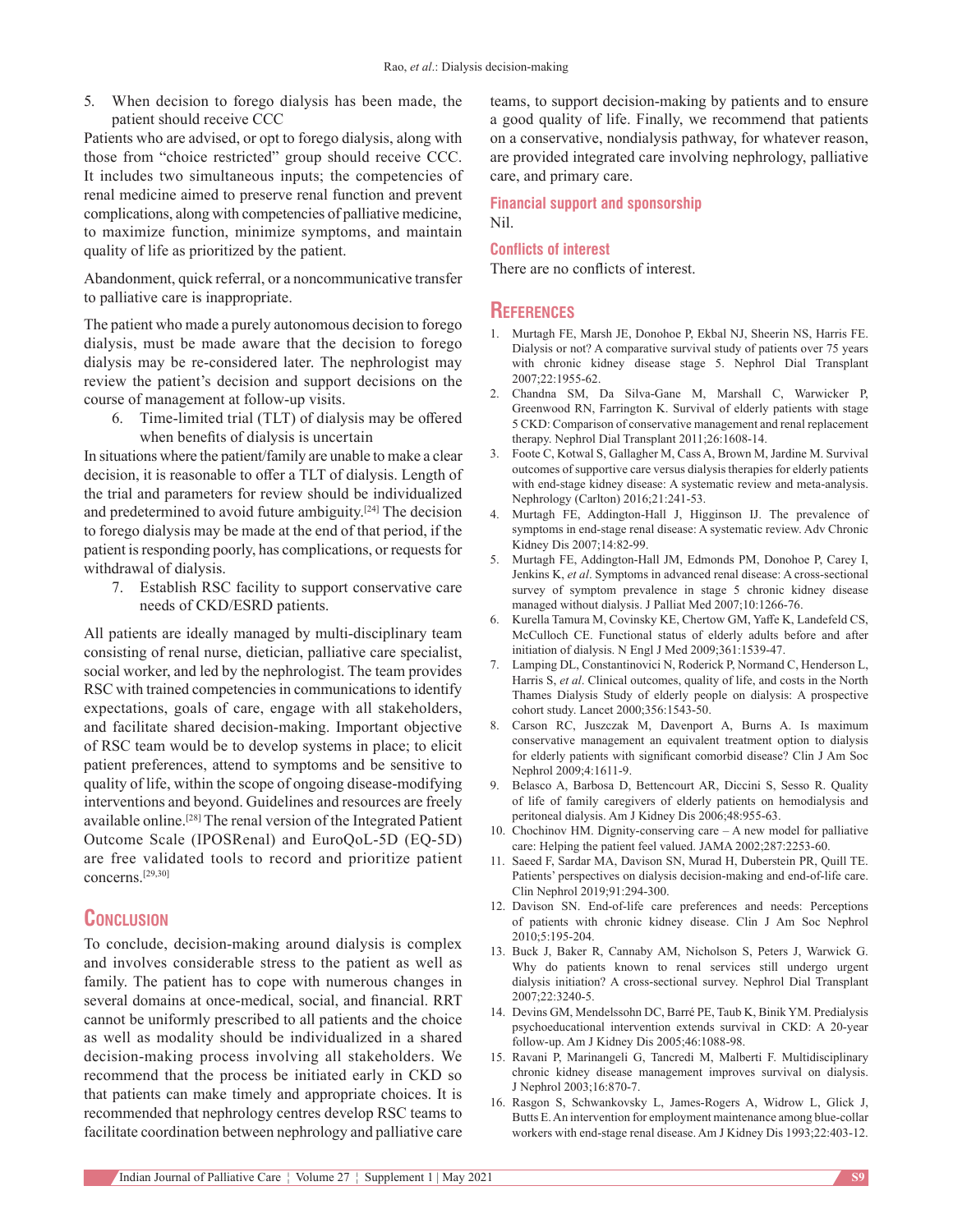5. When decision to forego dialysis has been made, the patient should receive CCC

Patients who are advised, or opt to forego dialysis, along with those from "choice restricted" group should receive CCC. It includes two simultaneous inputs; the competencies of renal medicine aimed to preserve renal function and prevent complications, along with competencies of palliative medicine, to maximize function, minimize symptoms, and maintain quality of life as prioritized by the patient.

Abandonment, quick referral, or a noncommunicative transfer to palliative care is inappropriate.

The patient who made a purely autonomous decision to forego dialysis, must be made aware that the decision to forego dialysis may be re-considered later. The nephrologist may review the patient's decision and support decisions on the course of management at follow-up visits.

6. Time-limited trial (TLT) of dialysis may be offered when benefits of dialysis is uncertain

In situations where the patient/family are unable to make a clear decision, it is reasonable to offer a TLT of dialysis. Length of the trial and parameters for review should be individualized and predetermined to avoid future ambiguity.[24] The decision to forego dialysis may be made at the end of that period, if the patient is responding poorly, has complications, or requests for withdrawal of dialysis.

7. Establish RSC facility to support conservative care needs of CKD/ESRD patients.

All patients are ideally managed by multi-disciplinary team consisting of renal nurse, dietician, palliative care specialist, social worker, and led by the nephrologist. The team provides RSC with trained competencies in communications to identify expectations, goals of care, engage with all stakeholders, and facilitate shared decision-making. Important objective of RSC team would be to develop systems in place; to elicit patient preferences, attend to symptoms and be sensitive to quality of life, within the scope of ongoing disease-modifying interventions and beyond. Guidelines and resources are freely available online.[28] The renal version of the Integrated Patient Outcome Scale (IPOSRenal) and EuroQoL-5D (EQ-5D) are free validated tools to record and prioritize patient concerns.[29,30]

## Conclusion

To conclude, decision-making around dialysis is complex and involves considerable stress to the patient as well as family. The patient has to cope with numerous changes in several domains at once-medical, social, and financial. RRT cannot be uniformly prescribed to all patients and the choice as well as modality should be individualized in a shared decision-making process involving all stakeholders. We recommend that the process be initiated early in CKD so that patients can make timely and appropriate choices. It is recommended that nephrology centres develop RSC teams to facilitate coordination between nephrology and palliative care teams, to support decision-making by patients and to ensure a good quality of life. Finally, we recommend that patients on a conservative, nondialysis pathway, for whatever reason, are provided integrated care involving nephrology, palliative care, and primary care.

### Financial support and sponsorship

Nil.

### Conflicts of interest

There are no conflicts of interest.

## References

1. Murtagh FE, Marsh JE, Donohoe P, Ekbal NJ, Sheerin NS, Harris FE. Dialysis or not? A comparative survival study of patients over 75 years with chronic kidney disease stage 5. Nephrol Dial Transplant 2007;22:1955-62.
2. Chandna SM, Da Silva-Gane M, Marshall C, Warwicker P, Greenwood RN, Farrington K. Survival of elderly patients with stage 5 CKD: Comparison of conservative management and renal replacement therapy. Nephrol Dial Transplant 2011;26:1608-14.
3. Foote C, Kotwal S, Gallagher M, Cass A, Brown M, Jardine M. Survival outcomes of supportive care versus dialysis therapies for elderly patients with end-stage kidney disease: A systematic review and meta-analysis. Nephrology (Carlton) 2016;21:241-53.
4. Murtagh FE, Addington-Hall J, Higginson IJ. The prevalence of symptoms in end-stage renal disease: A systematic review. Adv Chronic Kidney Dis 2007;14:82-99.
5. Murtagh FE, Addington-Hall JM, Edmonds PM, Donohoe P, Carey I, Jenkins K, *et al*. Symptoms in advanced renal disease: A cross-sectional survey of symptom prevalence in stage 5 chronic kidney disease managed without dialysis. J Palliat Med 2007;10:1266-76.
6. Kurella Tamura M, Covinsky KE, Chertow GM, Yaffe K, Landefeld CS, McCulloch CE. Functional status of elderly adults before and after initiation of dialysis. N Engl J Med 2009;361:1539-47.
7. Lamping DL, Constantinovici N, Roderick P, Normand C, Henderson L, Harris S, *et al*. Clinical outcomes, quality of life, and costs in the North Thames Dialysis Study of elderly people on dialysis: A prospective cohort study. Lancet 2000;356:1543-50.
8. Carson RC, Juszczak M, Davenport A, Burns A. Is maximum conservative management an equivalent treatment option to dialysis for elderly patients with significant comorbid disease? Clin J Am Soc Nephrol 2009;4:1611-9.
9. Belasco A, Barbosa D, Bettencourt AR, Diccini S, Sesso R. Quality of life of family caregivers of elderly patients on hemodialysis and peritoneal dialysis. Am J Kidney Dis 2006;48:955-63.
10. Chochinov HM. Dignity-conserving care – A new model for palliative care: Helping the patient feel valued. JAMA 2002;287:2253-60.
11. Saeed F, Sardar MA, Davison SN, Murad H, Duberstein PR, Quill TE. Patients' perspectives on dialysis decision-making and end-of-life care. Clin Nephrol 2019;91:294-300.
12. Davison SN. End-of-life care preferences and needs: Perceptions of patients with chronic kidney disease. Clin J Am Soc Nephrol 2010;5:195-204.
13. Buck J, Baker R, Cannaby AM, Nicholson S, Peters J, Warwick G. Why do patients known to renal services still undergo urgent dialysis initiation? A cross-sectional survey. Nephrol Dial Transplant 2007;22:3240-5.
14. Devins GM, Mendelssohn DC, Barré PE, Taub K, Binik YM. Predialysis psychoeducational intervention extends survival in CKD: A 20-year follow-up. Am J Kidney Dis 2005;46:1088-98.
15. Ravani P, Marinangeli G, Tancredi M, Malberti F. Multidisciplinary chronic kidney disease management improves survival on dialysis. J Nephrol 2003;16:870-7.
16. Rasgon S, Schwankovsky L, James-Rogers A, Widrow L, Glick J, Butts E. An intervention for employment maintenance among blue-collar workers with end-stage renal disease. Am J Kidney Dis 1993;22:403-12.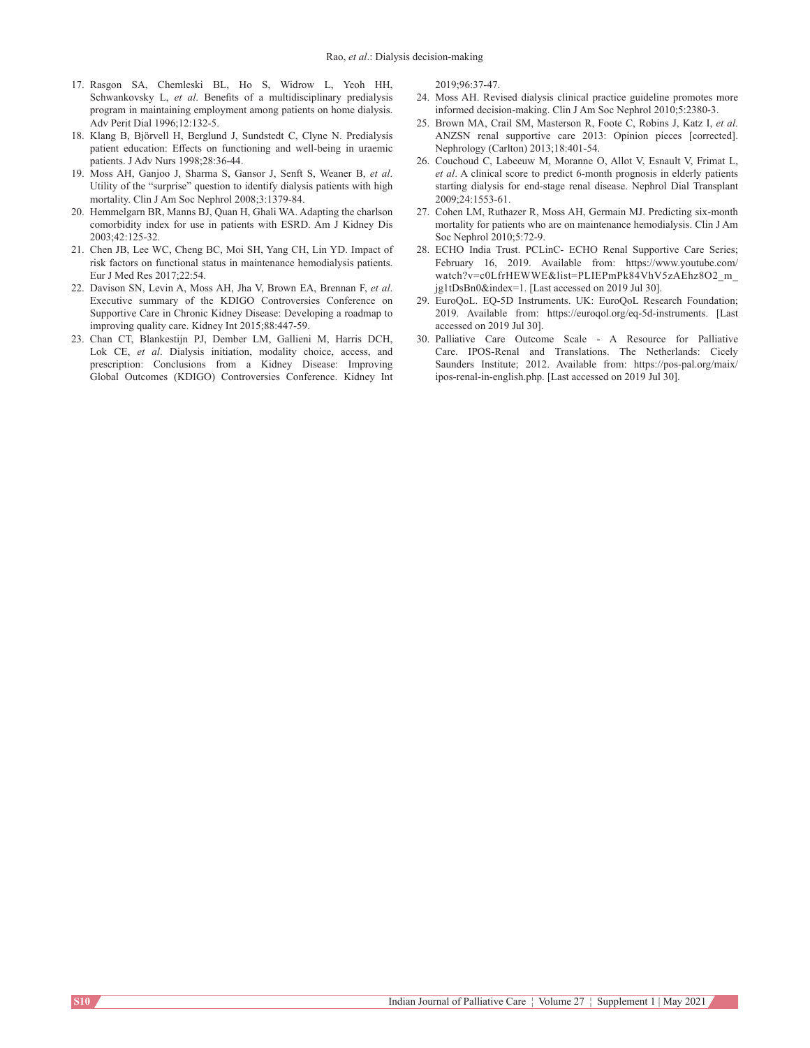17. Rasgon SA, Chemleski BL, Ho S, Widrow L, Yeoh HH, Schwankovsky L, *et al*. Benefits of a multidisciplinary predialysis program in maintaining employment among patients on home dialysis. Adv Perit Dial 1996;12:132-5.
18. Klang B, Björvell H, Berglund J, Sundstedt C, Clyne N. Predialysis patient education: Effects on functioning and well-being in uraemic patients. J Adv Nurs 1998;28:36-44.
19. Moss AH, Ganjoo J, Sharma S, Gansor J, Senft S, Weaner B, *et al*. Utility of the "surprise" question to identify dialysis patients with high mortality. Clin J Am Soc Nephrol 2008;3:1379-84.
20. Hemmelgarn BR, Manns BJ, Quan H, Ghali WA. Adapting the charlson comorbidity index for use in patients with ESRD. Am J Kidney Dis 2003;42:125-32.
21. Chen JB, Lee WC, Cheng BC, Moi SH, Yang CH, Lin YD. Impact of risk factors on functional status in maintenance hemodialysis patients. Eur J Med Res 2017;22:54.
22. Davison SN, Levin A, Moss AH, Jha V, Brown EA, Brennan F, *et al*. Executive summary of the KDIGO Controversies Conference on Supportive Care in Chronic Kidney Disease: Developing a roadmap to improving quality care. Kidney Int 2015;88:447-59.
23. Chan CT, Blankestijn PJ, Dember LM, Gallieni M, Harris DCH, Lok CE, *et al*. Dialysis initiation, modality choice, access, and prescription: Conclusions from a Kidney Disease: Improving Global Outcomes (KDIGO) Controversies Conference. Kidney Int 2019;96:37-47.
24. Moss AH. Revised dialysis clinical practice guideline promotes more informed decision-making. Clin J Am Soc Nephrol 2010;5:2380-3.
25. Brown MA, Crail SM, Masterson R, Foote C, Robins J, Katz I, *et al*. ANZSN renal supportive care 2013: Opinion pieces [corrected]. Nephrology (Carlton) 2013;18:401-54.
26. Couchoud C, Labeeuw M, Moranne O, Allot V, Esnault V, Frimat L, *et al*. A clinical score to predict 6-month prognosis in elderly patients starting dialysis for end-stage renal disease. Nephrol Dial Transplant 2009;24:1553-61.
27. Cohen LM, Ruthazer R, Moss AH, Germain MJ. Predicting six-month mortality for patients who are on maintenance hemodialysis. Clin J Am Soc Nephrol 2010;5:72-9.
28. ECHO India Trust. PCLinC- ECHO Renal Supportive Care Series; February 16, 2019. Available from: https://www.youtube.com/watch?v=c0LfrHEWWE&list=PLIEPmPk84VhV5zAEhz8O2_m_jg1tDsBn0&index=1. [Last accessed on 2019 Jul 30].
29. EuroQoL. EQ-5D Instruments. UK: EuroQoL Research Foundation; 2019. Available from: https://euroqol.org/eq-5d-instruments. [Last accessed on 2019 Jul 30].
30. Palliative Care Outcome Scale - A Resource for Palliative Care. IPOS-Renal and Translations. The Netherlands: Cicely Saunders Institute; 2012. Available from: https://pos-pal.org/maix/ipos-renal-in-english.php. [Last accessed on 2019 Jul 30].